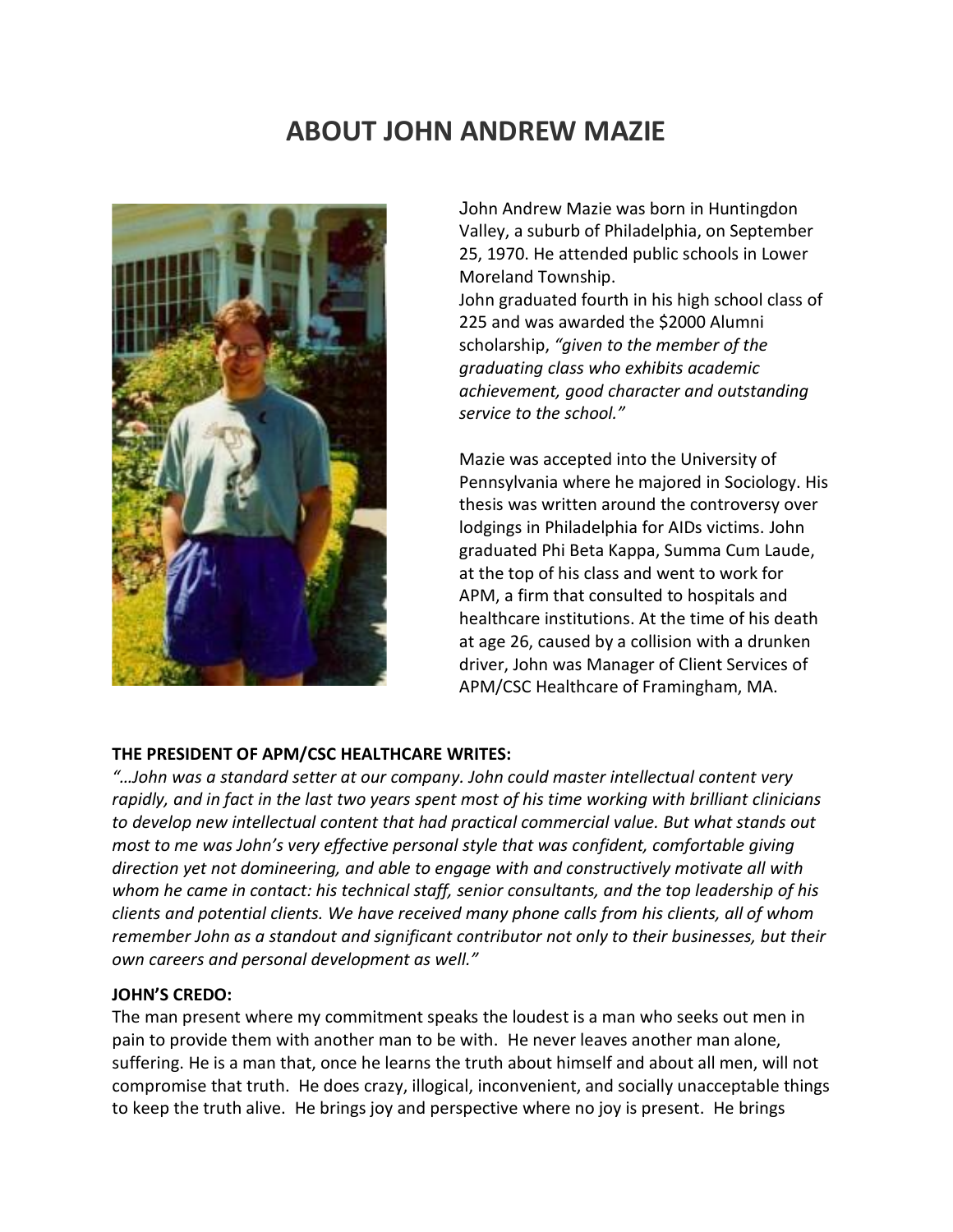# ABOUT JOHN ANDREW MAZIE

John Andrew Mazie was born in Huntingdon Valley, a suburb of Philadelphia, on September 25, 1970. He attended public schools in Lower Moreland Township.
John graduated fourth in his high school class of 225 and was awarded the $2000 Alumni scholarship, *"given to the member of the graduating class who exhibits academic achievement, good character and outstanding service to the school."*

Mazie was accepted into the University of Pennsylvania where he majored in Sociology. His thesis was written around the controversy over lodgings in Philadelphia for AIDs victims. John graduated Phi Beta Kappa, Summa Cum Laude, at the top of his class and went to work for APM, a firm that consulted to hospitals and healthcare institutions. At the time of his death at age 26, caused by a collision with a drunken driver, John was Manager of Client Services of APM/CSC Healthcare of Framingham, MA.

**THE PRESIDENT OF APM/CSC HEALTHCARE WRITES:**

*"…John was a standard setter at our company. John could master intellectual content very rapidly, and in fact in the last two years spent most of his time working with brilliant clinicians to develop new intellectual content that had practical commercial value. But what stands out most to me was John's very effective personal style that was confident, comfortable giving direction yet not domineering, and able to engage with and constructively motivate all with whom he came in contact: his technical staff, senior consultants, and the top leadership of his clients and potential clients. We have received many phone calls from his clients, all of whom remember John as a standout and significant contributor not only to their businesses, but their own careers and personal development as well."*

**JOHN'S CREDO:**

The man present where my commitment speaks the loudest is a man who seeks out men in pain to provide them with another man to be with. He never leaves another man alone, suffering. He is a man that, once he learns the truth about himself and about all men, will not compromise that truth. He does crazy, illogical, inconvenient, and socially unacceptable things to keep the truth alive. He brings joy and perspective where no joy is present. He brings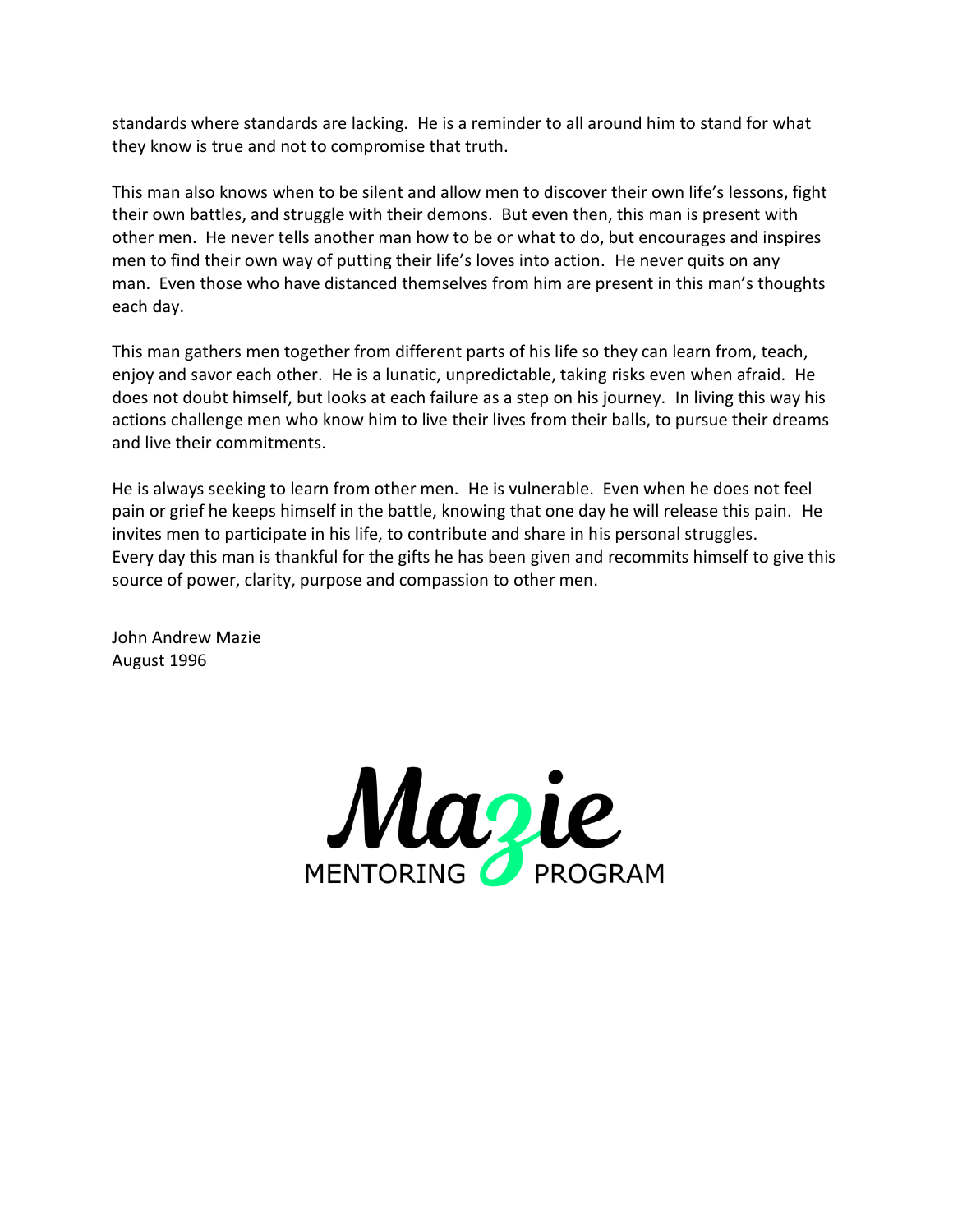standards where standards are lacking. He is a reminder to all around him to stand for what they know is true and not to compromise that truth.

This man also knows when to be silent and allow men to discover their own life's lessons, fight their own battles, and struggle with their demons. But even then, this man is present with other men. He never tells another man how to be or what to do, but encourages and inspires men to find their own way of putting their life's loves into action. He never quits on any man. Even those who have distanced themselves from him are present in this man's thoughts each day.

This man gathers men together from different parts of his life so they can learn from, teach, enjoy and savor each other. He is a lunatic, unpredictable, taking risks even when afraid. He does not doubt himself, but looks at each failure as a step on his journey. In living this way his actions challenge men who know him to live their lives from their balls, to pursue their dreams and live their commitments.

He is always seeking to learn from other men. He is vulnerable. Even when he does not feel pain or grief he keeps himself in the battle, knowing that one day he will release this pain. He invites men to participate in his life, to contribute and share in his personal struggles. Every day this man is thankful for the gifts he has been given and recommits himself to give this source of power, clarity, purpose and compassion to other men.

John Andrew Mazie
August 1996

Mazie
MENTORING PROGRAM